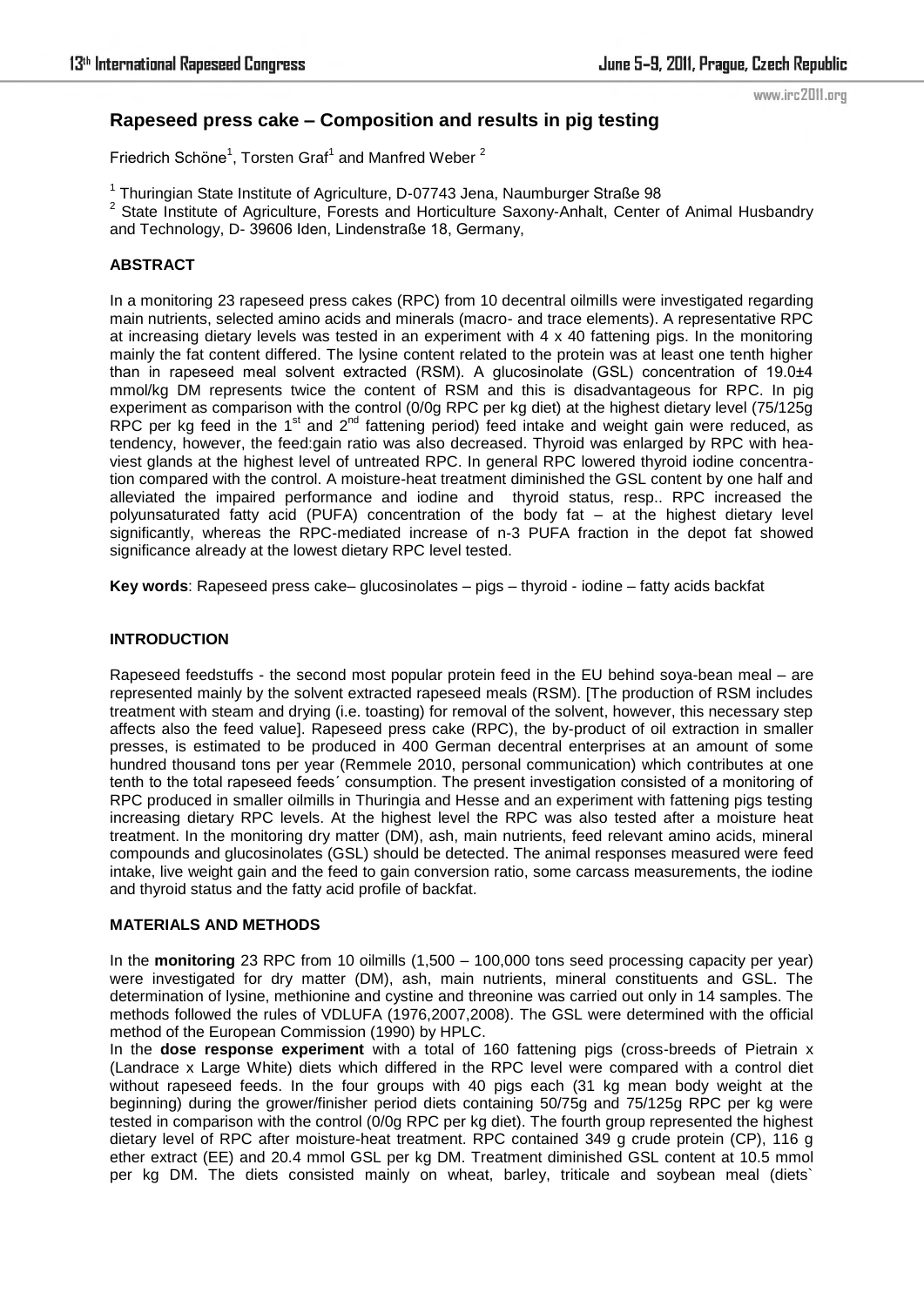# Rapeseed press cake – Composition and results in pig testing

Friedrich Schöne[1], Torsten Graf[1] and Manfred Weber [2]

[1] Thuringian State Institute of Agriculture, D-07743 Jena, Naumburger Straße 98

[2] State Institute of Agriculture, Forests and Horticulture Saxony-Anhalt, Center of Animal Husbandry and Technology, D- 39606 Iden, Lindenstraße 18, Germany,

## ABSTRACT

In a monitoring 23 rapeseed press cakes (RPC) from 10 decentral oilmills were investigated regarding main nutrients, selected amino acids and minerals (macro- and trace elements). A representative RPC at increasing dietary levels was tested in an experiment with 4 x 40 fattening pigs. In the monitoring mainly the fat content differed. The lysine content related to the protein was at least one tenth higher than in rapeseed meal solvent extracted (RSM). A glucosinolate (GSL) concentration of 19.0±4 mmol/kg DM represents twice the content of RSM and this is disadvantageous for RPC. In pig experiment as comparison with the control (0/0g RPC per kg diet) at the highest dietary level (75/125g RPC per kg feed in the 1[st] and 2[nd] fattening period) feed intake and weight gain were reduced, as tendency, however, the feed:gain ratio was also decreased. Thyroid was enlarged by RPC with heaviest glands at the highest level of untreated RPC. In general RPC lowered thyroid iodine concentration compared with the control. A moisture-heat treatment diminished the GSL content by one half and alleviated the impaired performance and iodine and thyroid status, resp.. RPC increased the polyunsaturated fatty acid (PUFA) concentration of the body fat – at the highest dietary level significantly, whereas the RPC-mediated increase of n-3 PUFA fraction in the depot fat showed significance already at the lowest dietary RPC level tested.

**Key words**: Rapeseed press cake– glucosinolates – pigs – thyroid - iodine – fatty acids backfat

## INTRODUCTION

Rapeseed feedstuffs - the second most popular protein feed in the EU behind soya-bean meal – are represented mainly by the solvent extracted rapeseed meals (RSM). [The production of RSM includes treatment with steam and drying (i.e. toasting) for removal of the solvent, however, this necessary step affects also the feed value]. Rapeseed press cake (RPC), the by-product of oil extraction in smaller presses, is estimated to be produced in 400 German decentral enterprises at an amount of some hundred thousand tons per year (Remmele 2010, personal communication) which contributes at one tenth to the total rapeseed feeds´ consumption. The present investigation consisted of a monitoring of RPC produced in smaller oilmills in Thuringia and Hesse and an experiment with fattening pigs testing increasing dietary RPC levels. At the highest level the RPC was also tested after a moisture heat treatment. In the monitoring dry matter (DM), ash, main nutrients, feed relevant amino acids, mineral compounds and glucosinolates (GSL) should be detected. The animal responses measured were feed intake, live weight gain and the feed to gain conversion ratio, some carcass measurements, the iodine and thyroid status and the fatty acid profile of backfat.

## MATERIALS AND METHODS

In the **monitoring** 23 RPC from 10 oilmills (1,500 – 100,000 tons seed processing capacity per year) were investigated for dry matter (DM), ash, main nutrients, mineral constituents and GSL. The determination of lysine, methionine and cystine and threonine was carried out only in 14 samples. The methods followed the rules of VDLUFA (1976,2007,2008). The GSL were determined with the official method of the European Commission (1990) by HPLC.

In the **dose response experiment** with a total of 160 fattening pigs (cross-breeds of Pietrain x (Landrace x Large White) diets which differed in the RPC level were compared with a control diet without rapeseed feeds. In the four groups with 40 pigs each (31 kg mean body weight at the beginning) during the grower/finisher period diets containing 50/75g and 75/125g RPC per kg were tested in comparison with the control (0/0g RPC per kg diet). The fourth group represented the highest dietary level of RPC after moisture-heat treatment. RPC contained 349 g crude protein (CP), 116 g ether extract (EE) and 20.4 mmol GSL per kg DM. Treatment diminished GSL content at 10.5 mmol per kg DM. The diets consisted mainly on wheat, barley, triticale and soybean meal (diets`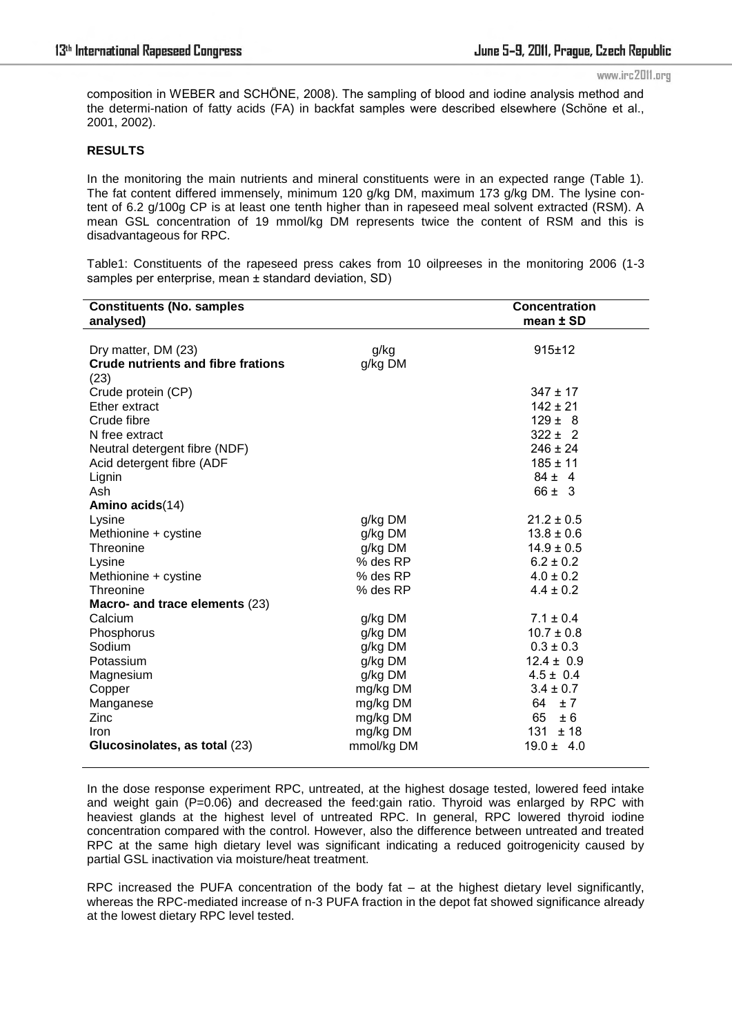composition in WEBER and SCHÖNE, 2008). The sampling of blood and iodine analysis method and the determi-nation of fatty acids (FA) in backfat samples were described elsewhere (Schöne et al., 2001, 2002).

## RESULTS

In the monitoring the main nutrients and mineral constituents were in an expected range (Table 1). The fat content differed immensely, minimum 120 g/kg DM, maximum 173 g/kg DM. The lysine con-tent of 6.2 g/100g CP is at least one tenth higher than in rapeseed meal solvent extracted (RSM). A mean GSL concentration of 19 mmol/kg DM represents twice the content of RSM and this is disadvantageous for RPC.

Table1: Constituents of the rapeseed press cakes from 10 oilpreeses in the monitoring 2006 (1-3 samples per enterprise, mean ± standard deviation, SD)

| Constituents (No. samples analysed) | | Concentration mean ± SD |
|---|---|---|
| Dry matter, DM (23) | g/kg | 915±12 |
| **Crude nutrients and fibre frations** (23) | g/kg DM | |
| Crude protein (CP) | | 347 ± 17 |
| Ether extract | | 142 ± 21 |
| Crude fibre | | 129 ± 8 |
| N free extract | | 322 ± 2 |
| Neutral detergent fibre (NDF) | | 246 ± 24 |
| Acid detergent fibre (ADF | | 185 ± 11 |
| Lignin | | 84 ± 4 |
| Ash | | 66 ± 3 |
| **Amino acids**(14) | | |
| Lysine | g/kg DM | 21.2 ± 0.5 |
| Methionine + cystine | g/kg DM | 13.8 ± 0.6 |
| Threonine | g/kg DM | 14.9 ± 0.5 |
| Lysine | % des RP | 6.2 ± 0.2 |
| Methionine + cystine | % des RP | 4.0 ± 0.2 |
| Threonine | % des RP | 4.4 ± 0.2 |
| **Macro- and trace elements** (23) | | |
| Calcium | g/kg DM | 7.1 ± 0.4 |
| Phosphorus | g/kg DM | 10.7 ± 0.8 |
| Sodium | g/kg DM | 0.3 ± 0.3 |
| Potassium | g/kg DM | 12.4 ± 0.9 |
| Magnesium | g/kg DM | 4.5 ± 0.4 |
| Copper | mg/kg DM | 3.4 ± 0.7 |
| Manganese | mg/kg DM | 64 ± 7 |
| Zinc | mg/kg DM | 65 ± 6 |
| Iron | mg/kg DM | 131 ± 18 |
| **Glucosinolates, as total** (23) | mmol/kg DM | 19.0 ± 4.0 |

In the dose response experiment RPC, untreated, at the highest dosage tested, lowered feed intake and weight gain (P=0.06) and decreased the feed:gain ratio. Thyroid was enlarged by RPC with heaviest glands at the highest level of untreated RPC. In general, RPC lowered thyroid iodine concentration compared with the control. However, also the difference between untreated and treated RPC at the same high dietary level was significant indicating a reduced goitrogenicity caused by partial GSL inactivation via moisture/heat treatment.

RPC increased the PUFA concentration of the body fat – at the highest dietary level significantly, whereas the RPC-mediated increase of n-3 PUFA fraction in the depot fat showed significance already at the lowest dietary RPC level tested.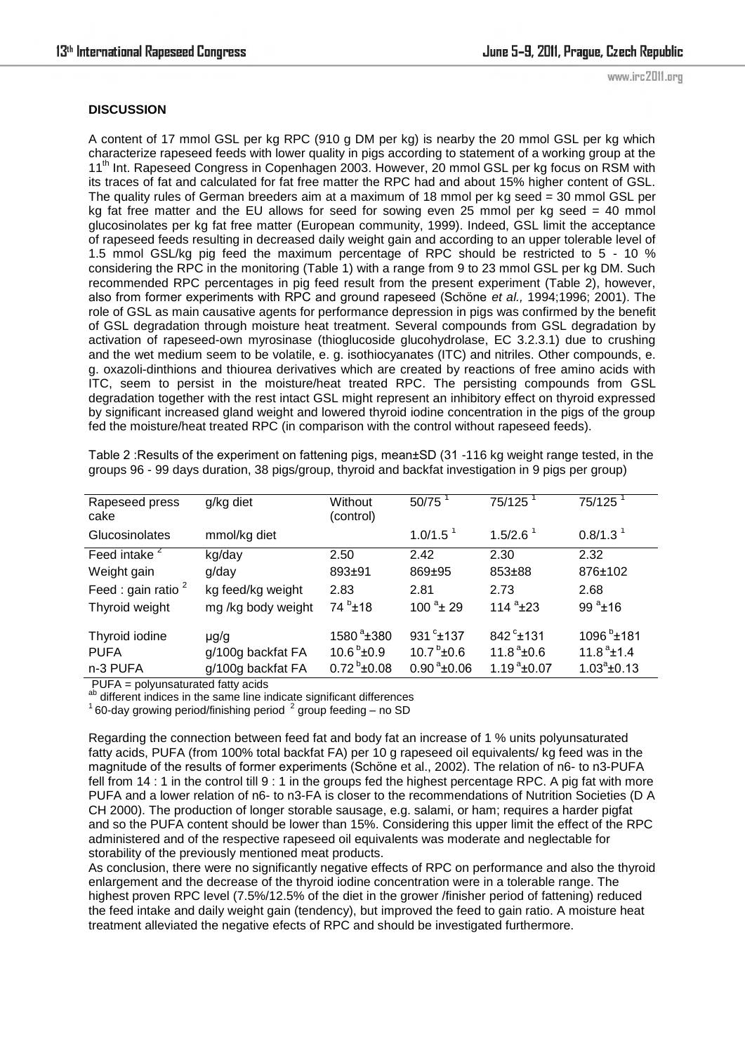### DISCUSSION

A content of 17 mmol GSL per kg RPC (910 g DM per kg) is nearby the 20 mmol GSL per kg which characterize rapeseed feeds with lower quality in pigs according to statement of a working group at the 11[th] Int. Rapeseed Congress in Copenhagen 2003. However, 20 mmol GSL per kg focus on RSM with its traces of fat and calculated for fat free matter the RPC had and about 15% higher content of GSL. The quality rules of German breeders aim at a maximum of 18 mmol per kg seed = 30 mmol GSL per kg fat free matter and the EU allows for seed for sowing even 25 mmol per kg seed = 40 mmol glucosinolates per kg fat free matter (European community, 1999). Indeed, GSL limit the acceptance of rapeseed feeds resulting in decreased daily weight gain and according to an upper tolerable level of 1.5 mmol GSL/kg pig feed the maximum percentage of RPC should be restricted to 5 - 10 % considering the RPC in the monitoring (Table 1) with a range from 9 to 23 mmol GSL per kg DM. Such recommended RPC percentages in pig feed result from the present experiment (Table 2), however, also from former experiments with RPC and ground rapeseed (Schöne *et al.,* 1994;1996; 2001). The role of GSL as main causative agents for performance depression in pigs was confirmed by the benefit of GSL degradation through moisture heat treatment. Several compounds from GSL degradation by activation of rapeseed-own myrosinase (thioglucoside glucohydrolase, EC 3.2.3.1) due to crushing and the wet medium seem to be volatile, e. g. isothiocyanates (ITC) and nitriles. Other compounds, e. g. oxazoli-dinthions and thiourea derivatives which are created by reactions of free amino acids with ITC, seem to persist in the moisture/heat treated RPC. The persisting compounds from GSL degradation together with the rest intact GSL might represent an inhibitory effect on thyroid expressed by significant increased gland weight and lowered thyroid iodine concentration in the pigs of the group fed the moisture/heat treated RPC (in comparison with the control without rapeseed feeds).

Table 2 :Results of the experiment on fattening pigs, mean±SD (31 -116 kg weight range tested, in the groups 96 - 99 days duration, 38 pigs/group, thyroid and backfat investigation in 9 pigs per group)

| Rapeseed press cake | g/kg diet | Without (control) | 50/75 [1] | 75/125 [1] | 75/125 [1] |
|---|---|---|---|---|---|
| Glucosinolates | mmol/kg diet | | 1.0/1.5 [1] | 1.5/2.6 [1] | 0.8/1.3 [1] |
| Feed intake [2] | kg/day | 2.50 | 2.42 | 2.30 | 2.32 |
| Weight gain | g/day | 893±91 | 869±95 | 853±88 | 876±102 |
| Feed : gain ratio [2] | kg feed/kg weight | 2.83 | 2.81 | 2.73 | 2.68 |
| Thyroid weight | mg /kg body weight | 74 [b]±18 | 100 [a]± 29 | 114 [a]±23 | 99 [a]±16 |
| Thyroid iodine | µg/g | 1580 [a]±380 | 931 [c]±137 | 842 [c]±131 | 1096 [b]±181 |
| PUFA | g/100g backfat FA | 10.6 [b]±0.9 | 10.7 [b]±0.6 | 11.8 [a]±0.6 | 11.8 [a]±1.4 |
| n-3 PUFA | g/100g backfat FA | 0.72 [b]±0.08 | 0.90 [a]±0.06 | 1.19 [a]±0.07 | 1.03[a]±0.13 |

PUFA = polyunsaturated fatty acids
[ab] different indices in the same line indicate significant differences
[1] 60-day growing period/finishing period [2] group feeding – no SD

Regarding the connection between feed fat and body fat an increase of 1 % units polyunsaturated fatty acids, PUFA (from 100% total backfat FA) per 10 g rapeseed oil equivalents/ kg feed was in the magnitude of the results of former experiments (Schöne et al., 2002). The relation of n6- to n3-PUFA fell from 14 : 1 in the control till 9 : 1 in the groups fed the highest percentage RPC. A pig fat with more PUFA and a lower relation of n6- to n3-FA is closer to the recommendations of Nutrition Societies (D A CH 2000). The production of longer storable sausage, e.g. salami, or ham; requires a harder pigfat and so the PUFA content should be lower than 15%. Considering this upper limit the effect of the RPC administered and of the respective rapeseed oil equivalents was moderate and neglectable for storability of the previously mentioned meat products.

As conclusion, there were no significantly negative effects of RPC on performance and also the thyroid enlargement and the decrease of the thyroid iodine concentration were in a tolerable range. The highest proven RPC level (7.5%/12.5% of the diet in the grower /finisher period of fattening) reduced the feed intake and daily weight gain (tendency), but improved the feed to gain ratio. A moisture heat treatment alleviated the negative efects of RPC and should be investigated furthermore.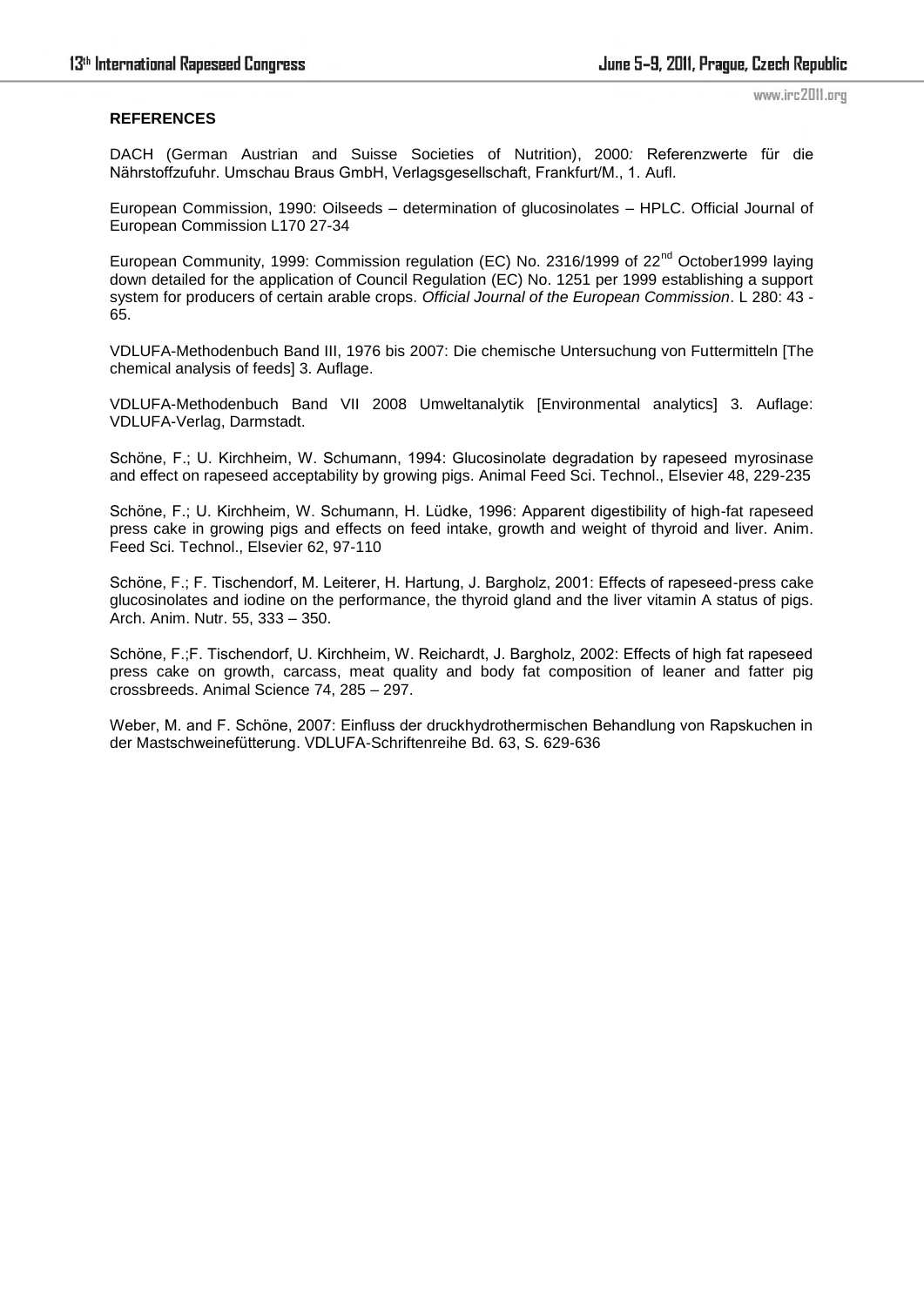**REFERENCES**

DACH (German Austrian and Suisse Societies of Nutrition), 2000*:* Referenzwerte für die Nährstoffzufuhr. Umschau Braus GmbH, Verlagsgesellschaft, Frankfurt/M., 1. Aufl.

European Commission, 1990: Oilseeds – determination of glucosinolates – HPLC. Official Journal of European Commission L170 27-34

European Community, 1999: Commission regulation (EC) No. 2316/1999 of 22[nd] October1999 laying down detailed for the application of Council Regulation (EC) No. 1251 per 1999 establishing a support system for producers of certain arable crops. *Official Journal of the European Commission*. L 280: 43 - 65.

VDLUFA-Methodenbuch Band III, 1976 bis 2007: Die chemische Untersuchung von Futtermitteln [The chemical analysis of feeds] 3. Auflage.

VDLUFA-Methodenbuch Band VII 2008 Umweltanalytik [Environmental analytics] 3. Auflage: VDLUFA-Verlag, Darmstadt.

Schöne, F.; U. Kirchheim, W. Schumann, 1994: Glucosinolate degradation by rapeseed myrosinase and effect on rapeseed acceptability by growing pigs. Animal Feed Sci. Technol., Elsevier 48, 229-235

Schöne, F.; U. Kirchheim, W. Schumann, H. Lüdke, 1996: Apparent digestibility of high-fat rapeseed press cake in growing pigs and effects on feed intake, growth and weight of thyroid and liver. Anim. Feed Sci. Technol., Elsevier 62, 97-110

Schöne, F.; F. Tischendorf, M. Leiterer, H. Hartung, J. Bargholz, 2001: Effects of rapeseed-press cake glucosinolates and iodine on the performance, the thyroid gland and the liver vitamin A status of pigs. Arch. Anim. Nutr. 55, 333 – 350.

Schöne, F.;F. Tischendorf, U. Kirchheim, W. Reichardt, J. Bargholz, 2002: Effects of high fat rapeseed press cake on growth, carcass, meat quality and body fat composition of leaner and fatter pig crossbreeds. Animal Science 74, 285 – 297.

Weber, M. and F. Schöne, 2007: Einfluss der druckhydrothermischen Behandlung von Rapskuchen in der Mastschweinefütterung. VDLUFA-Schriftenreihe Bd. 63, S. 629-636